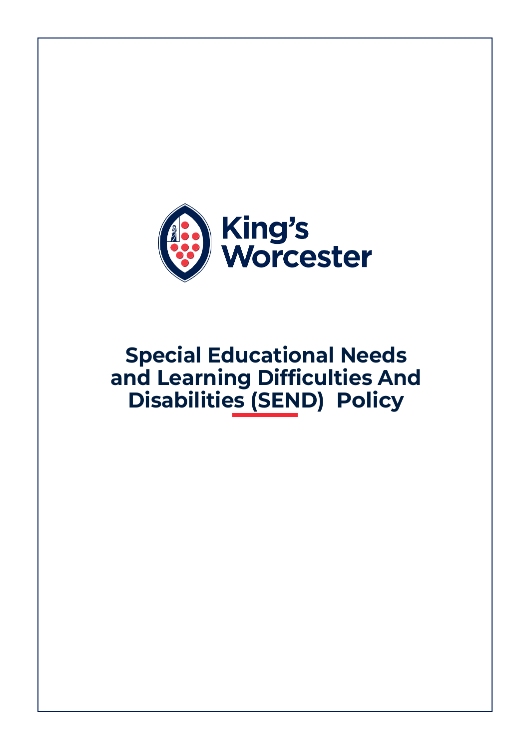King's Worcester

# Special Educational Needs and Learning Difficulties And Disabilities (SEND) Policy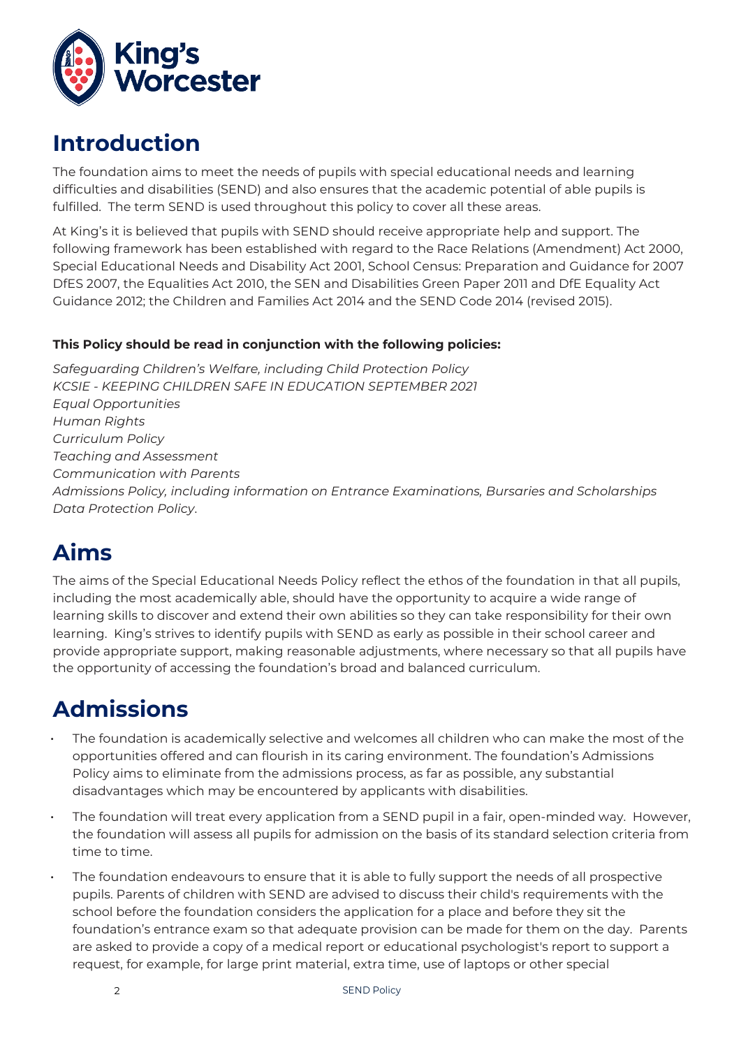# Introduction

The foundation aims to meet the needs of pupils with special educational needs and learning difficulties and disabilities (SEND) and also ensures that the academic potential of able pupils is fulfilled. The term SEND is used throughout this policy to cover all these areas.

At King's it is believed that pupils with SEND should receive appropriate help and support. The following framework has been established with regard to the Race Relations (Amendment) Act 2000, Special Educational Needs and Disability Act 2001, School Census: Preparation and Guidance for 2007 DfES 2007, the Equalities Act 2010, the SEN and Disabilities Green Paper 2011 and DfE Equality Act Guidance 2012; the Children and Families Act 2014 and the SEND Code 2014 (revised 2015).

**This Policy should be read in conjunction with the following policies:**

*Safeguarding Children's Welfare, including Child Protection Policy*
*KCSIE - KEEPING CHILDREN SAFE IN EDUCATION SEPTEMBER 2021*
*Equal Opportunities*
*Human Rights*
*Curriculum Policy*
*Teaching and Assessment*
*Communication with Parents*
*Admissions Policy, including information on Entrance Examinations, Bursaries and Scholarships*
*Data Protection Policy*.

# Aims

The aims of the Special Educational Needs Policy reflect the ethos of the foundation in that all pupils, including the most academically able, should have the opportunity to acquire a wide range of learning skills to discover and extend their own abilities so they can take responsibility for their own learning. King's strives to identify pupils with SEND as early as possible in their school career and provide appropriate support, making reasonable adjustments, where necessary so that all pupils have the opportunity of accessing the foundation's broad and balanced curriculum.

# Admissions

- The foundation is academically selective and welcomes all children who can make the most of the opportunities offered and can flourish in its caring environment. The foundation's Admissions Policy aims to eliminate from the admissions process, as far as possible, any substantial disadvantages which may be encountered by applicants with disabilities.
- The foundation will treat every application from a SEND pupil in a fair, open-minded way. However, the foundation will assess all pupils for admission on the basis of its standard selection criteria from time to time.
- The foundation endeavours to ensure that it is able to fully support the needs of all prospective pupils. Parents of children with SEND are advised to discuss their child's requirements with the school before the foundation considers the application for a place and before they sit the foundation's entrance exam so that adequate provision can be made for them on the day. Parents are asked to provide a copy of a medical report or educational psychologist's report to support a request, for example, for large print material, extra time, use of laptops or other special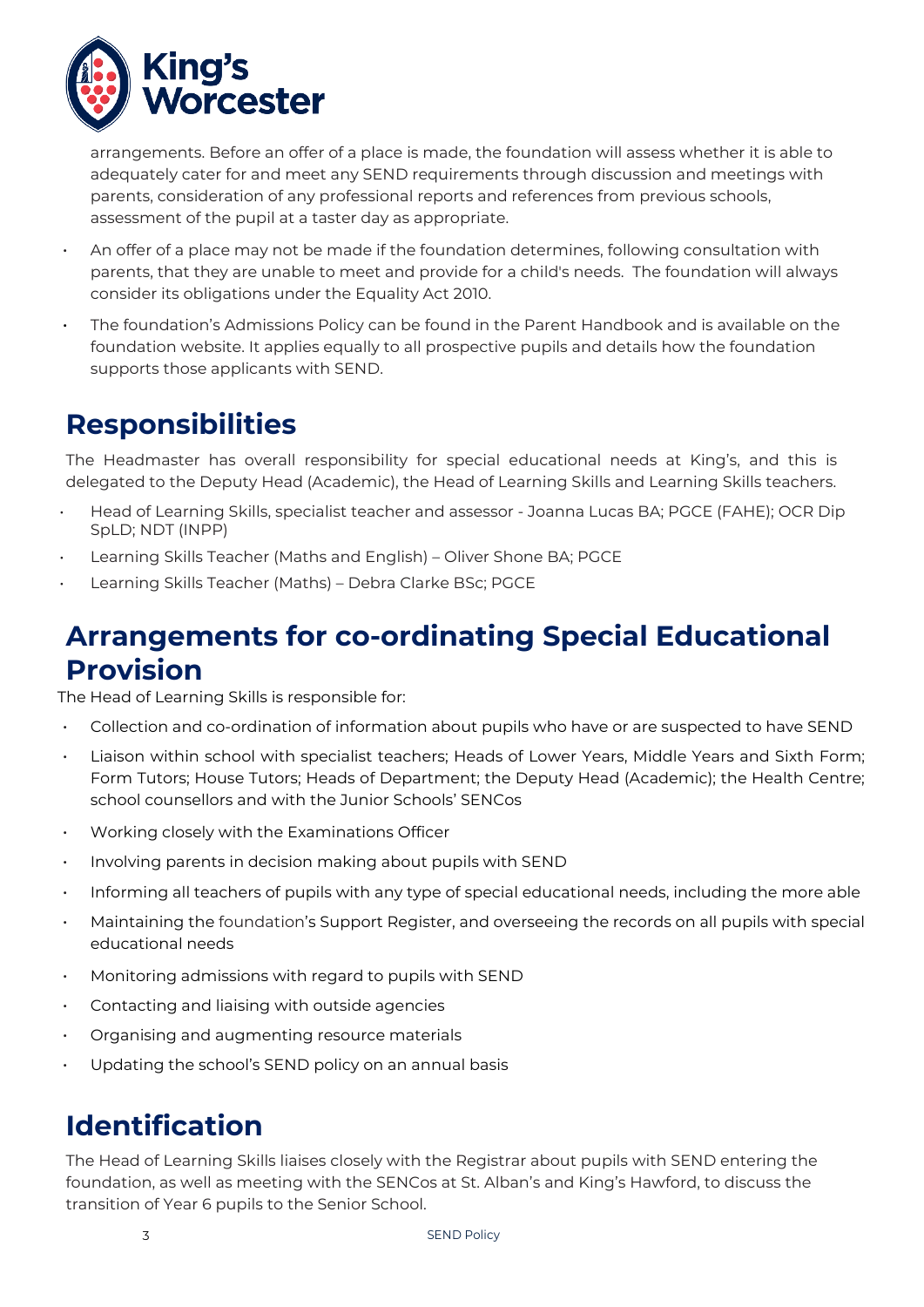arrangements. Before an offer of a place is made, the foundation will assess whether it is able to adequately cater for and meet any SEND requirements through discussion and meetings with parents, consideration of any professional reports and references from previous schools, assessment of the pupil at a taster day as appropriate.

- An offer of a place may not be made if the foundation determines, following consultation with parents, that they are unable to meet and provide for a child's needs. The foundation will always consider its obligations under the Equality Act 2010.
- The foundation's Admissions Policy can be found in the Parent Handbook and is available on the foundation website. It applies equally to all prospective pupils and details how the foundation supports those applicants with SEND.

## Responsibilities

The Headmaster has overall responsibility for special educational needs at King's, and this is delegated to the Deputy Head (Academic), the Head of Learning Skills and Learning Skills teachers.

- Head of Learning Skills, specialist teacher and assessor - Joanna Lucas BA; PGCE (FAHE); OCR Dip SpLD; NDT (INPP)
- Learning Skills Teacher (Maths and English) – Oliver Shone BA; PGCE
- Learning Skills Teacher (Maths) – Debra Clarke BSc; PGCE

## Arrangements for co-ordinating Special Educational Provision

The Head of Learning Skills is responsible for:

- Collection and co-ordination of information about pupils who have or are suspected to have SEND
- Liaison within school with specialist teachers; Heads of Lower Years, Middle Years and Sixth Form; Form Tutors; House Tutors; Heads of Department; the Deputy Head (Academic); the Health Centre; school counsellors and with the Junior Schools' SENCos
- Working closely with the Examinations Officer
- Involving parents in decision making about pupils with SEND
- Informing all teachers of pupils with any type of special educational needs, including the more able
- Maintaining the foundation's Support Register, and overseeing the records on all pupils with special educational needs
- Monitoring admissions with regard to pupils with SEND
- Contacting and liaising with outside agencies
- Organising and augmenting resource materials
- Updating the school's SEND policy on an annual basis

## Identification

The Head of Learning Skills liaises closely with the Registrar about pupils with SEND entering the foundation, as well as meeting with the SENCos at St. Alban's and King's Hawford, to discuss the transition of Year 6 pupils to the Senior School.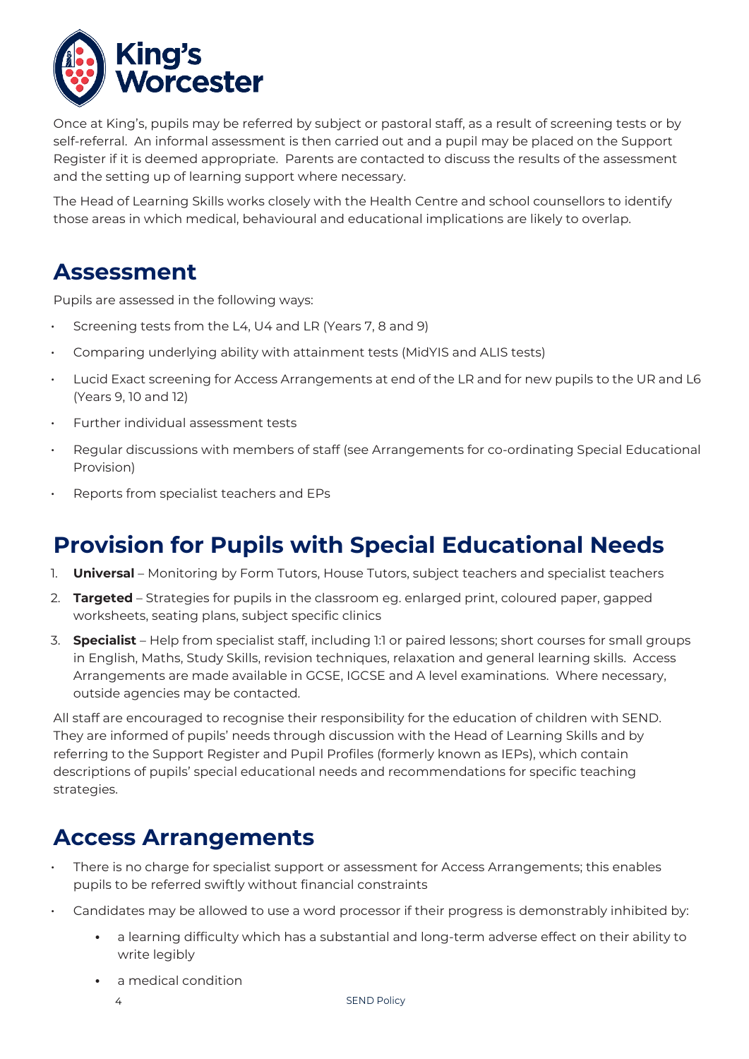Once at King's, pupils may be referred by subject or pastoral staff, as a result of screening tests or by self-referral. An informal assessment is then carried out and a pupil may be placed on the Support Register if it is deemed appropriate. Parents are contacted to discuss the results of the assessment and the setting up of learning support where necessary.

The Head of Learning Skills works closely with the Health Centre and school counsellors to identify those areas in which medical, behavioural and educational implications are likely to overlap.

## Assessment

Pupils are assessed in the following ways:

- Screening tests from the L4, U4 and LR (Years 7, 8 and 9)
- Comparing underlying ability with attainment tests (MidYIS and ALIS tests)
- Lucid Exact screening for Access Arrangements at end of the LR and for new pupils to the UR and L6 (Years 9, 10 and 12)
- Further individual assessment tests
- Regular discussions with members of staff (see Arrangements for co-ordinating Special Educational Provision)
- Reports from specialist teachers and EPs

## Provision for Pupils with Special Educational Needs

1. **Universal** – Monitoring by Form Tutors, House Tutors, subject teachers and specialist teachers
2. **Targeted** – Strategies for pupils in the classroom eg. enlarged print, coloured paper, gapped worksheets, seating plans, subject specific clinics
3. **Specialist** – Help from specialist staff, including 1:1 or paired lessons; short courses for small groups in English, Maths, Study Skills, revision techniques, relaxation and general learning skills. Access Arrangements are made available in GCSE, IGCSE and A level examinations. Where necessary, outside agencies may be contacted.

All staff are encouraged to recognise their responsibility for the education of children with SEND. They are informed of pupils' needs through discussion with the Head of Learning Skills and by referring to the Support Register and Pupil Profiles (formerly known as IEPs), which contain descriptions of pupils' special educational needs and recommendations for specific teaching strategies.

## Access Arrangements

- There is no charge for specialist support or assessment for Access Arrangements; this enables pupils to be referred swiftly without financial constraints
- Candidates may be allowed to use a word processor if their progress is demonstrably inhibited by:
  - a learning difficulty which has a substantial and long-term adverse effect on their ability to write legibly
  - a medical condition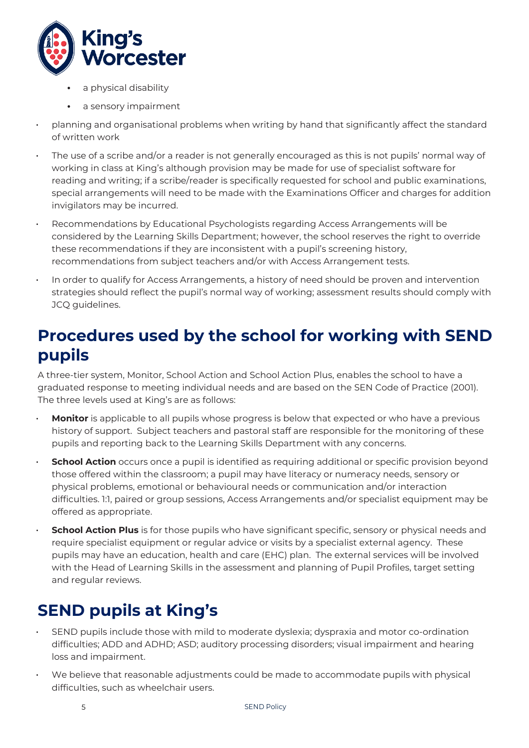- a physical disability
    - a sensory impairment

- planning and organisational problems when writing by hand that significantly affect the standard of written work
- The use of a scribe and/or a reader is not generally encouraged as this is not pupils' normal way of working in class at King's although provision may be made for use of specialist software for reading and writing; if a scribe/reader is specifically requested for school and public examinations, special arrangements will need to be made with the Examinations Officer and charges for addition invigilators may be incurred.
- Recommendations by Educational Psychologists regarding Access Arrangements will be considered by the Learning Skills Department; however, the school reserves the right to override these recommendations if they are inconsistent with a pupil's screening history, recommendations from subject teachers and/or with Access Arrangement tests.
- In order to qualify for Access Arrangements, a history of need should be proven and intervention strategies should reflect the pupil's normal way of working; assessment results should comply with JCQ guidelines.

## Procedures used by the school for working with SEND pupils

A three-tier system, Monitor, School Action and School Action Plus, enables the school to have a graduated response to meeting individual needs and are based on the SEN Code of Practice (2001). The three levels used at King's are as follows:

- **Monitor** is applicable to all pupils whose progress is below that expected or who have a previous history of support. Subject teachers and pastoral staff are responsible for the monitoring of these pupils and reporting back to the Learning Skills Department with any concerns.
- **School Action** occurs once a pupil is identified as requiring additional or specific provision beyond those offered within the classroom; a pupil may have literacy or numeracy needs, sensory or physical problems, emotional or behavioural needs or communication and/or interaction difficulties. 1:1, paired or group sessions, Access Arrangements and/or specialist equipment may be offered as appropriate.
- **School Action Plus** is for those pupils who have significant specific, sensory or physical needs and require specialist equipment or regular advice or visits by a specialist external agency. These pupils may have an education, health and care (EHC) plan. The external services will be involved with the Head of Learning Skills in the assessment and planning of Pupil Profiles, target setting and regular reviews.

## SEND pupils at King's

- SEND pupils include those with mild to moderate dyslexia; dyspraxia and motor co-ordination difficulties; ADD and ADHD; ASD; auditory processing disorders; visual impairment and hearing loss and impairment.
- We believe that reasonable adjustments could be made to accommodate pupils with physical difficulties, such as wheelchair users.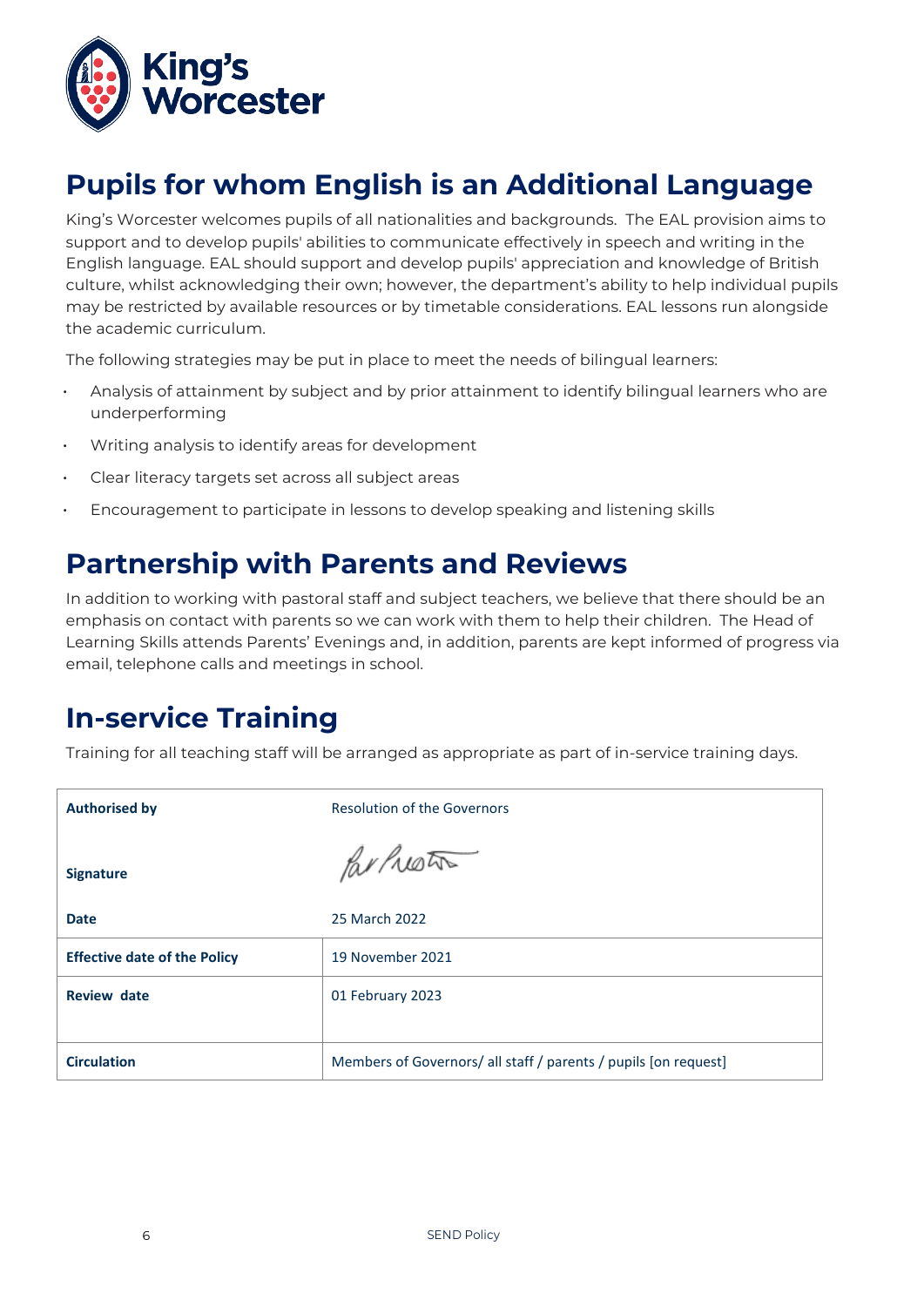## Pupils for whom English is an Additional Language

King's Worcester welcomes pupils of all nationalities and backgrounds. The EAL provision aims to support and to develop pupils' abilities to communicate effectively in speech and writing in the English language. EAL should support and develop pupils' appreciation and knowledge of British culture, whilst acknowledging their own; however, the department's ability to help individual pupils may be restricted by available resources or by timetable considerations. EAL lessons run alongside the academic curriculum.

The following strategies may be put in place to meet the needs of bilingual learners:

- Analysis of attainment by subject and by prior attainment to identify bilingual learners who are underperforming
- Writing analysis to identify areas for development
- Clear literacy targets set across all subject areas
- Encouragement to participate in lessons to develop speaking and listening skills

## Partnership with Parents and Reviews

In addition to working with pastoral staff and subject teachers, we believe that there should be an emphasis on contact with parents so we can work with them to help their children. The Head of Learning Skills attends Parents' Evenings and, in addition, parents are kept informed of progress via email, telephone calls and meetings in school.

## In-service Training

Training for all teaching staff will be arranged as appropriate as part of in-service training days.

| | |
|---|---|
| **Authorised by** | Resolution of the Governors |
| **Signature** | |
| **Date** | 25 March 2022 |
| **Effective date of the Policy** | 19 November 2021 |
| **Review date** | 01 February 2023 |
| **Circulation** | Members of Governors/ all staff / parents / pupils [on request] |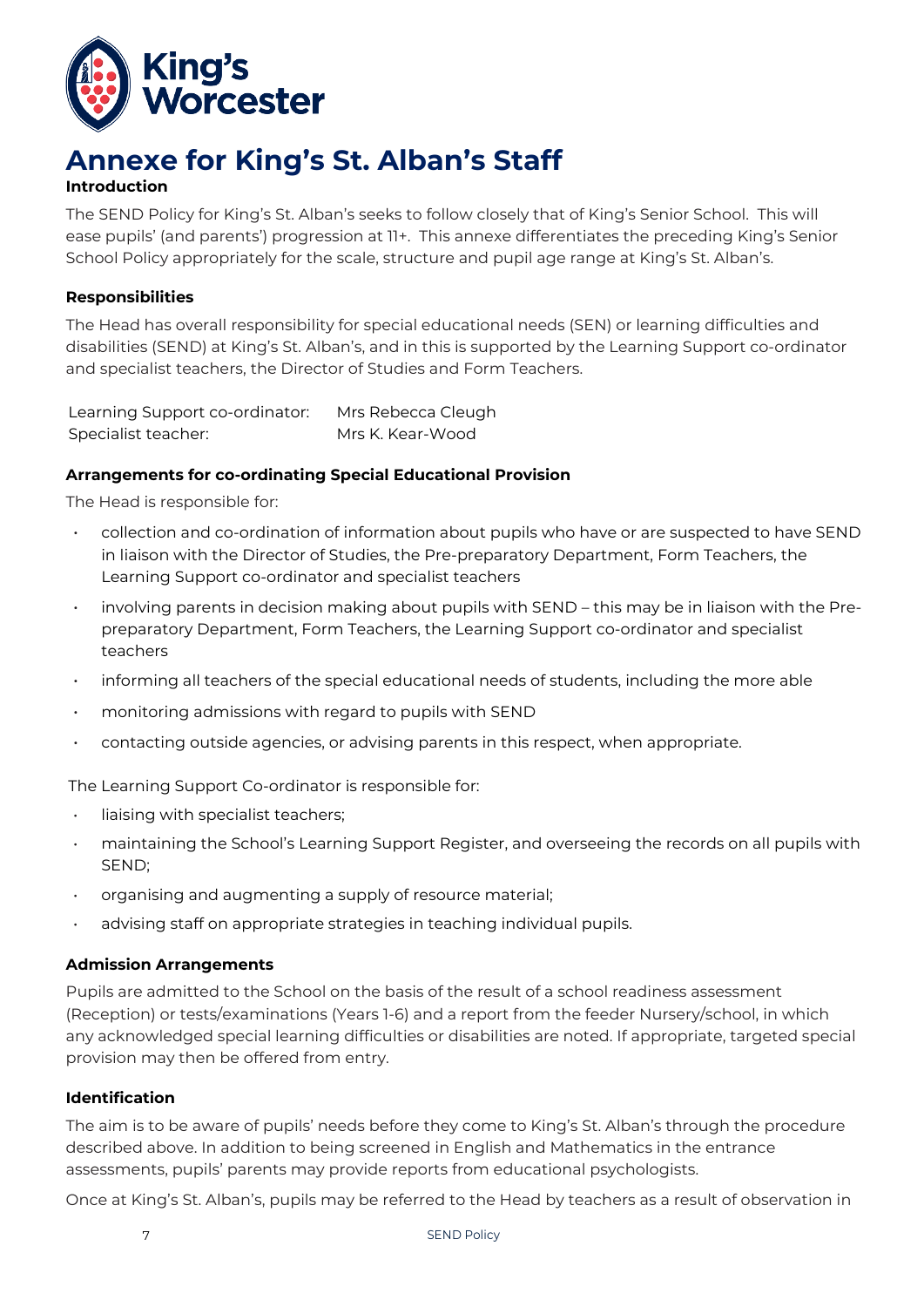# Annexe for King's St. Alban's Staff

**Introduction**

The SEND Policy for King's St. Alban's seeks to follow closely that of King's Senior School. This will ease pupils' (and parents') progression at 11+. This annexe differentiates the preceding King's Senior School Policy appropriately for the scale, structure and pupil age range at King's St. Alban's.

**Responsibilities**

The Head has overall responsibility for special educational needs (SEN) or learning difficulties and disabilities (SEND) at King's St. Alban's, and in this is supported by the Learning Support co-ordinator and specialist teachers, the Director of Studies and Form Teachers.

| | |
|---|---|
| Learning Support co-ordinator: | Mrs Rebecca Cleugh |
| Specialist teacher: | Mrs K. Kear-Wood |

**Arrangements for co-ordinating Special Educational Provision**

The Head is responsible for:

- collection and co-ordination of information about pupils who have or are suspected to have SEND in liaison with the Director of Studies, the Pre-preparatory Department, Form Teachers, the Learning Support co-ordinator and specialist teachers
- involving parents in decision making about pupils with SEND – this may be in liaison with the Pre-preparatory Department, Form Teachers, the Learning Support co-ordinator and specialist teachers
- informing all teachers of the special educational needs of students, including the more able
- monitoring admissions with regard to pupils with SEND
- contacting outside agencies, or advising parents in this respect, when appropriate.

The Learning Support Co-ordinator is responsible for:

- liaising with specialist teachers;
- maintaining the School's Learning Support Register, and overseeing the records on all pupils with SEND;
- organising and augmenting a supply of resource material;
- advising staff on appropriate strategies in teaching individual pupils.

**Admission Arrangements**

Pupils are admitted to the School on the basis of the result of a school readiness assessment (Reception) or tests/examinations (Years 1-6) and a report from the feeder Nursery/school, in which any acknowledged special learning difficulties or disabilities are noted. If appropriate, targeted special provision may then be offered from entry.

**Identification**

The aim is to be aware of pupils' needs before they come to King's St. Alban's through the procedure described above. In addition to being screened in English and Mathematics in the entrance assessments, pupils' parents may provide reports from educational psychologists.

Once at King's St. Alban's, pupils may be referred to the Head by teachers as a result of observation in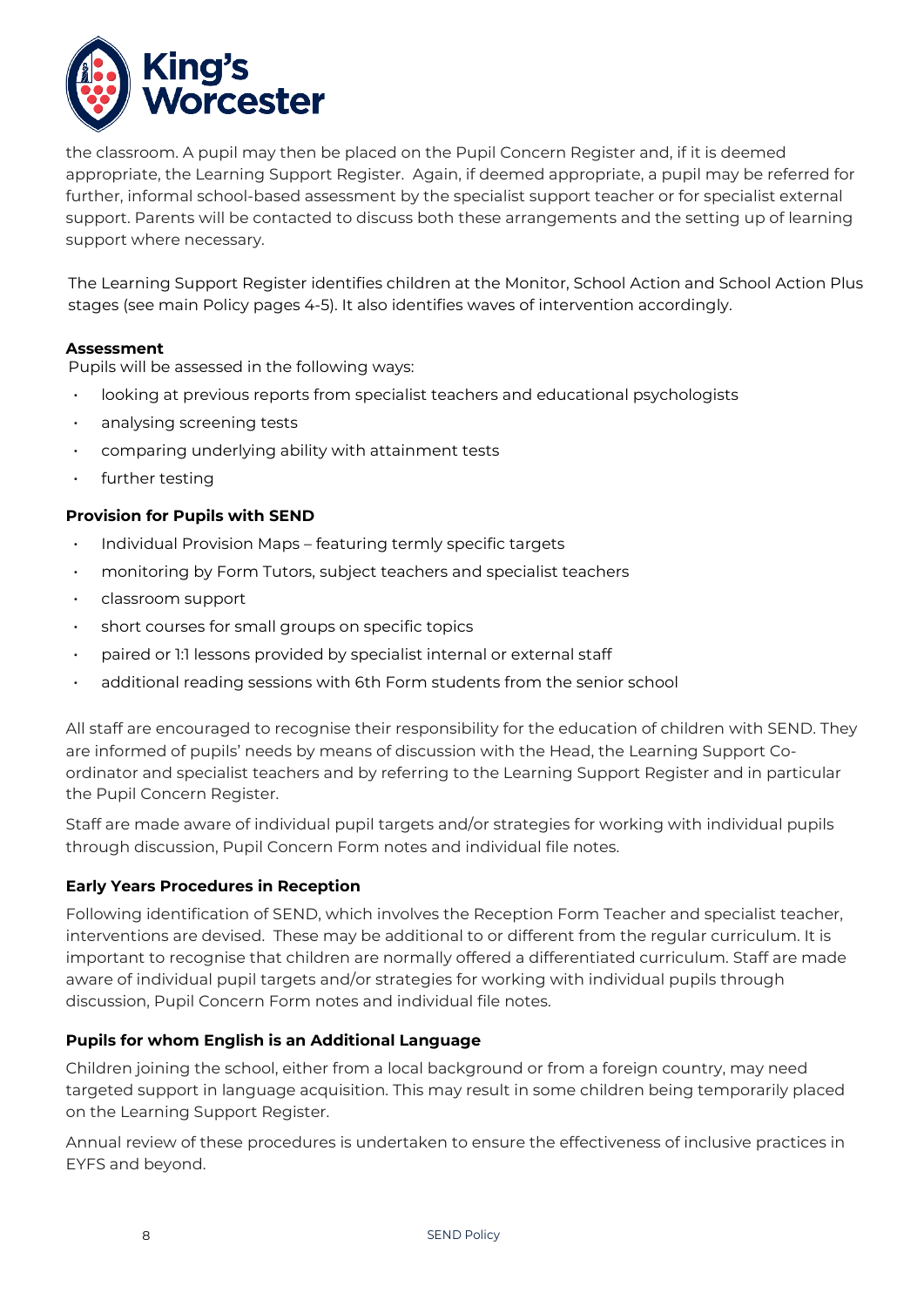the classroom. A pupil may then be placed on the Pupil Concern Register and, if it is deemed appropriate, the Learning Support Register. Again, if deemed appropriate, a pupil may be referred for further, informal school-based assessment by the specialist support teacher or for specialist external support. Parents will be contacted to discuss both these arrangements and the setting up of learning support where necessary.

The Learning Support Register identifies children at the Monitor, School Action and School Action Plus stages (see main Policy pages 4-5). It also identifies waves of intervention accordingly.

**Assessment**

Pupils will be assessed in the following ways:

- looking at previous reports from specialist teachers and educational psychologists
- analysing screening tests
- comparing underlying ability with attainment tests
- further testing

**Provision for Pupils with SEND**

- Individual Provision Maps – featuring termly specific targets
- monitoring by Form Tutors, subject teachers and specialist teachers
- classroom support
- short courses for small groups on specific topics
- paired or 1:1 lessons provided by specialist internal or external staff
- additional reading sessions with 6th Form students from the senior school

All staff are encouraged to recognise their responsibility for the education of children with SEND. They are informed of pupils' needs by means of discussion with the Head, the Learning Support Co-ordinator and specialist teachers and by referring to the Learning Support Register and in particular the Pupil Concern Register.

Staff are made aware of individual pupil targets and/or strategies for working with individual pupils through discussion, Pupil Concern Form notes and individual file notes.

**Early Years Procedures in Reception**

Following identification of SEND, which involves the Reception Form Teacher and specialist teacher, interventions are devised. These may be additional to or different from the regular curriculum. It is important to recognise that children are normally offered a differentiated curriculum. Staff are made aware of individual pupil targets and/or strategies for working with individual pupils through discussion, Pupil Concern Form notes and individual file notes.

**Pupils for whom English is an Additional Language**

Children joining the school, either from a local background or from a foreign country, may need targeted support in language acquisition. This may result in some children being temporarily placed on the Learning Support Register.

Annual review of these procedures is undertaken to ensure the effectiveness of inclusive practices in EYFS and beyond.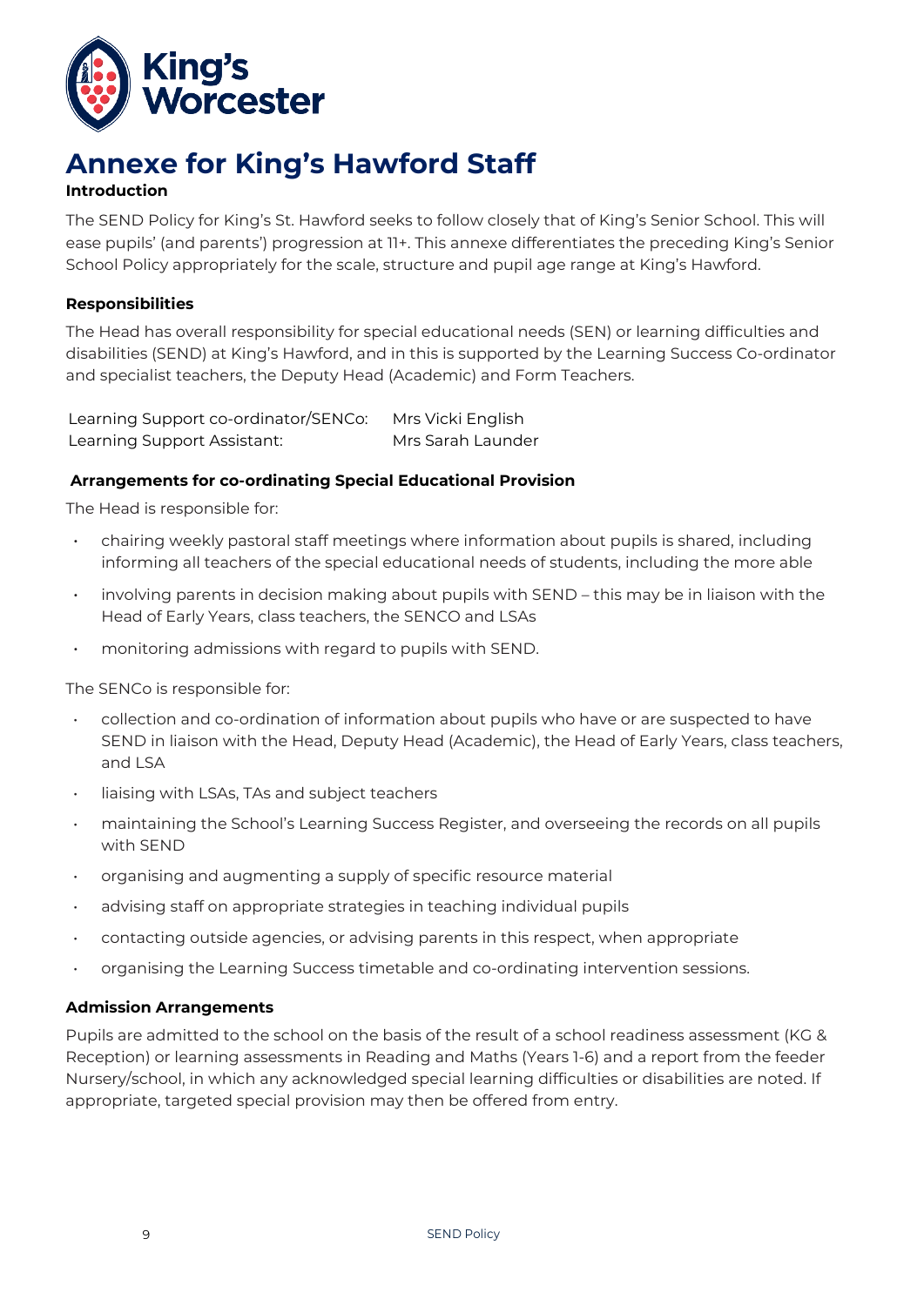# Annexe for King's Hawford Staff

**Introduction**

The SEND Policy for King's St. Hawford seeks to follow closely that of King's Senior School. This will ease pupils' (and parents') progression at 11+. This annexe differentiates the preceding King's Senior School Policy appropriately for the scale, structure and pupil age range at King's Hawford.

**Responsibilities**

The Head has overall responsibility for special educational needs (SEN) or learning difficulties and disabilities (SEND) at King's Hawford, and in this is supported by the Learning Success Co-ordinator and specialist teachers, the Deputy Head (Academic) and Form Teachers.

| | |
|---|---|
| Learning Support co-ordinator/SENCo: | Mrs Vicki English |
| Learning Support Assistant: | Mrs Sarah Launder |

**Arrangements for co-ordinating Special Educational Provision**

The Head is responsible for:

- chairing weekly pastoral staff meetings where information about pupils is shared, including informing all teachers of the special educational needs of students, including the more able
- involving parents in decision making about pupils with SEND – this may be in liaison with the Head of Early Years, class teachers, the SENCO and LSAs
- monitoring admissions with regard to pupils with SEND.

The SENCo is responsible for:

- collection and co-ordination of information about pupils who have or are suspected to have SEND in liaison with the Head, Deputy Head (Academic), the Head of Early Years, class teachers, and LSA
- liaising with LSAs, TAs and subject teachers
- maintaining the School's Learning Success Register, and overseeing the records on all pupils with SEND
- organising and augmenting a supply of specific resource material
- advising staff on appropriate strategies in teaching individual pupils
- contacting outside agencies, or advising parents in this respect, when appropriate
- organising the Learning Success timetable and co-ordinating intervention sessions.

**Admission Arrangements**

Pupils are admitted to the school on the basis of the result of a school readiness assessment (KG & Reception) or learning assessments in Reading and Maths (Years 1-6) and a report from the feeder Nursery/school, in which any acknowledged special learning difficulties or disabilities are noted. If appropriate, targeted special provision may then be offered from entry.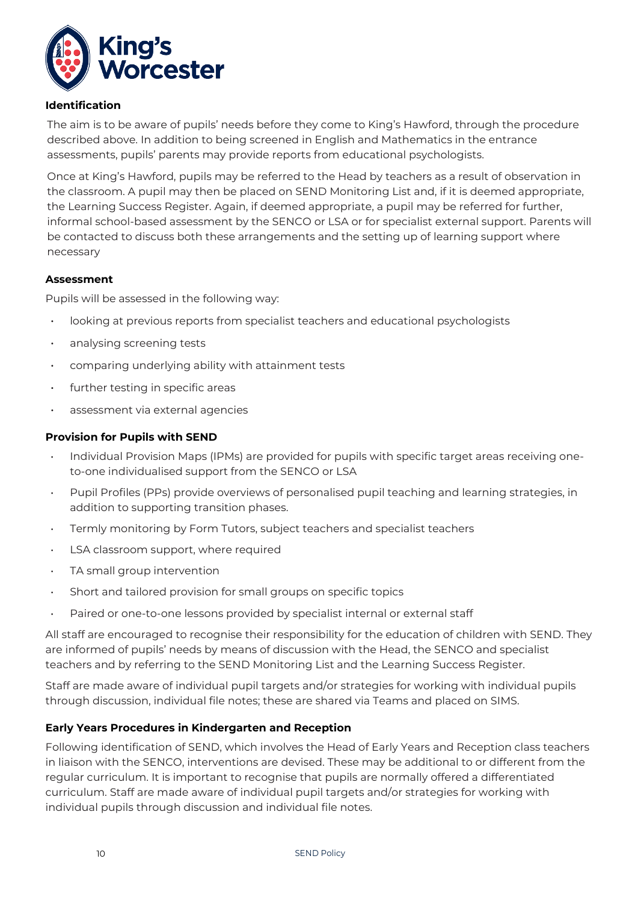### Identification

The aim is to be aware of pupils' needs before they come to King's Hawford, through the procedure described above. In addition to being screened in English and Mathematics in the entrance assessments, pupils' parents may provide reports from educational psychologists.

Once at King's Hawford, pupils may be referred to the Head by teachers as a result of observation in the classroom. A pupil may then be placed on SEND Monitoring List and, if it is deemed appropriate, the Learning Success Register. Again, if deemed appropriate, a pupil may be referred for further, informal school-based assessment by the SENCO or LSA or for specialist external support. Parents will be contacted to discuss both these arrangements and the setting up of learning support where necessary

### Assessment

Pupils will be assessed in the following way:

- looking at previous reports from specialist teachers and educational psychologists
- analysing screening tests
- comparing underlying ability with attainment tests
- further testing in specific areas
- assessment via external agencies

### Provision for Pupils with SEND

- Individual Provision Maps (IPMs) are provided for pupils with specific target areas receiving one-to-one individualised support from the SENCO or LSA
- Pupil Profiles (PPs) provide overviews of personalised pupil teaching and learning strategies, in addition to supporting transition phases.
- Termly monitoring by Form Tutors, subject teachers and specialist teachers
- LSA classroom support, where required
- TA small group intervention
- Short and tailored provision for small groups on specific topics
- Paired or one-to-one lessons provided by specialist internal or external staff

All staff are encouraged to recognise their responsibility for the education of children with SEND. They are informed of pupils' needs by means of discussion with the Head, the SENCO and specialist teachers and by referring to the SEND Monitoring List and the Learning Success Register.

Staff are made aware of individual pupil targets and/or strategies for working with individual pupils through discussion, individual file notes; these are shared via Teams and placed on SIMS.

### Early Years Procedures in Kindergarten and Reception

Following identification of SEND, which involves the Head of Early Years and Reception class teachers in liaison with the SENCO, interventions are devised. These may be additional to or different from the regular curriculum. It is important to recognise that pupils are normally offered a differentiated curriculum. Staff are made aware of individual pupil targets and/or strategies for working with individual pupils through discussion and individual file notes.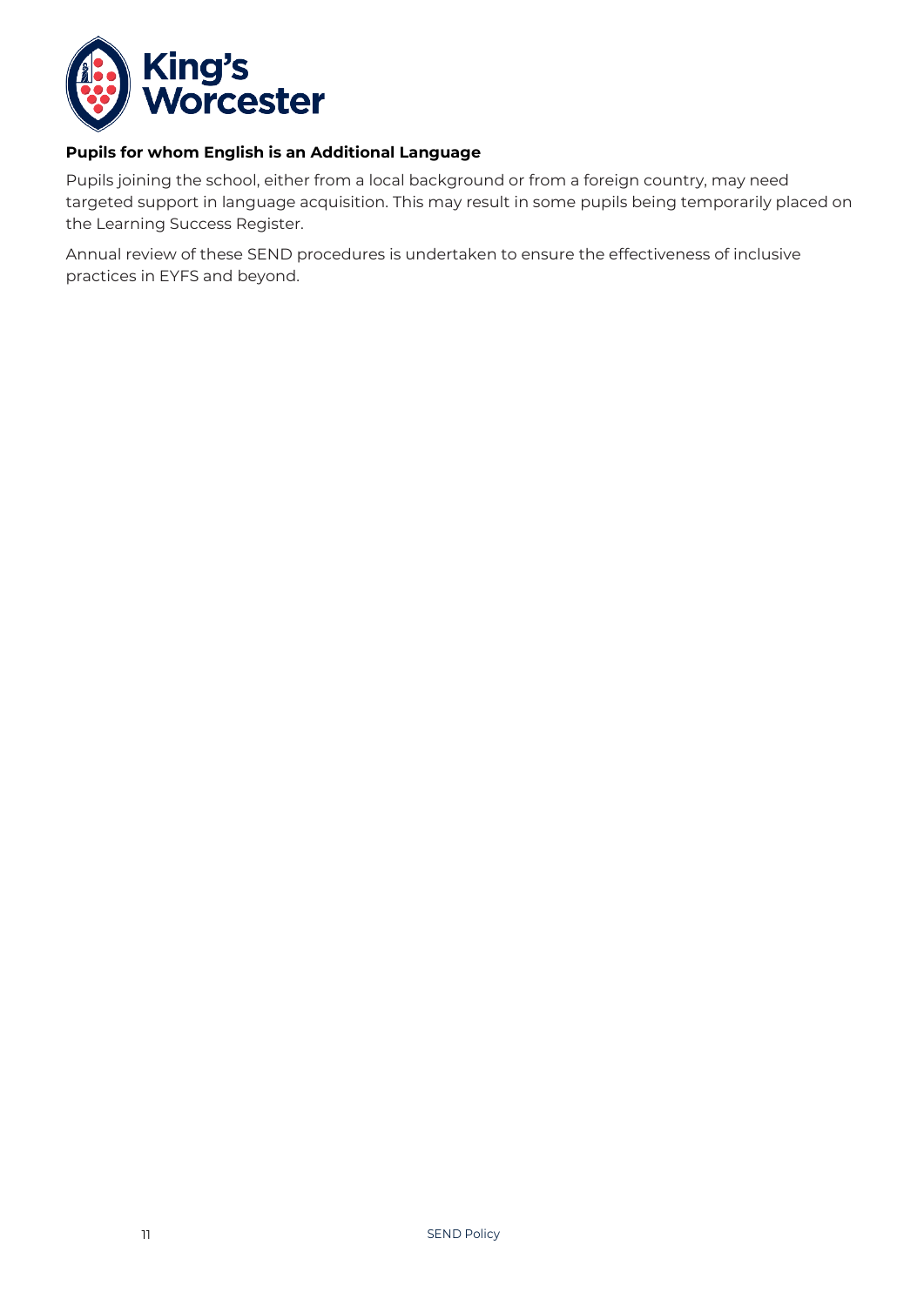**Pupils for whom English is an Additional Language**

Pupils joining the school, either from a local background or from a foreign country, may need targeted support in language acquisition. This may result in some pupils being temporarily placed on the Learning Success Register.

Annual review of these SEND procedures is undertaken to ensure the effectiveness of inclusive practices in EYFS and beyond.